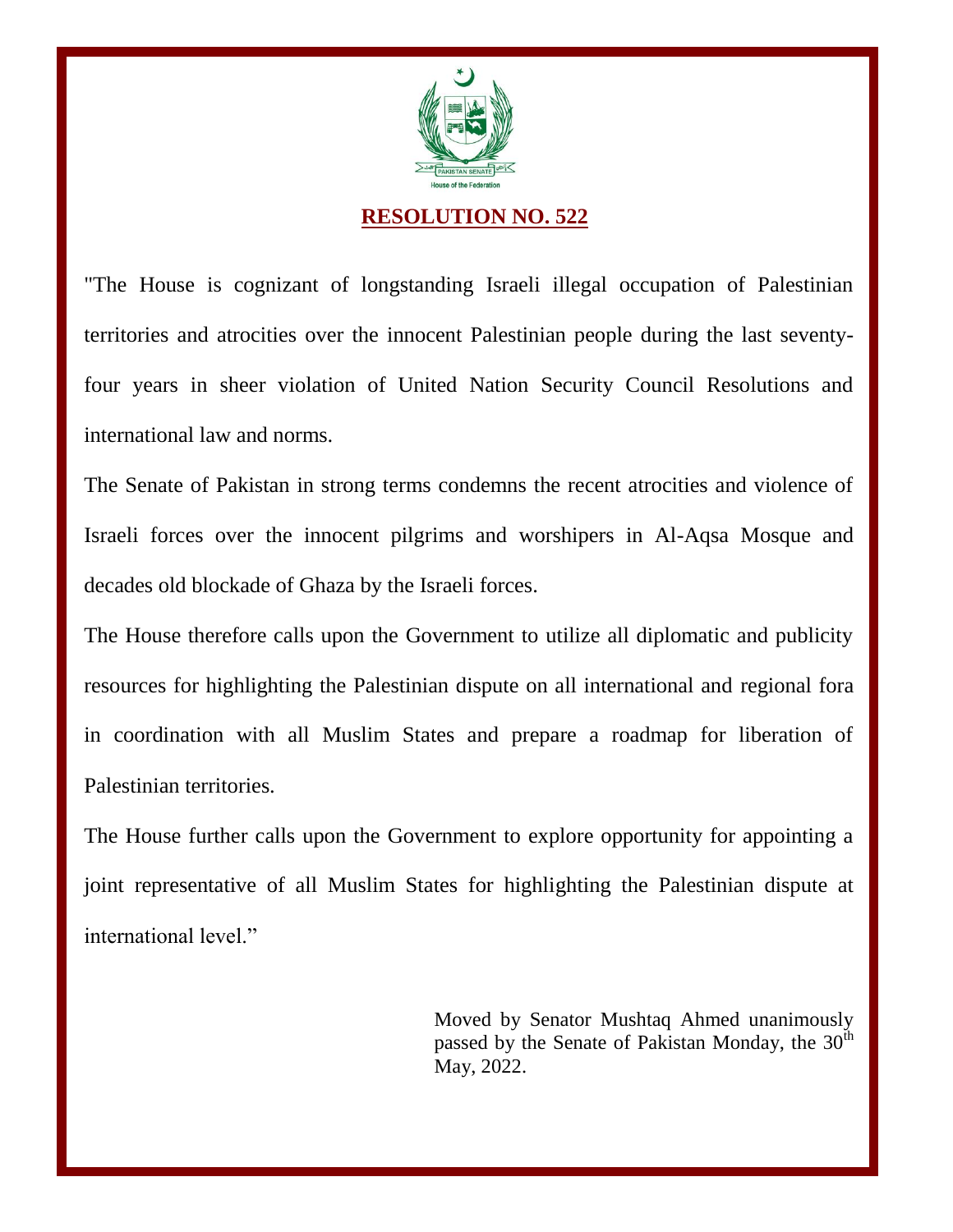PAKISTAN SENATE

House of the Federation

# RESOLUTION NO. 522

"The House is cognizant of longstanding Israeli illegal occupation of Palestinian territories and atrocities over the innocent Palestinian people during the last seventy-four years in sheer violation of United Nation Security Council Resolutions and international law and norms.

The Senate of Pakistan in strong terms condemns the recent atrocities and violence of Israeli forces over the innocent pilgrims and worshipers in Al-Aqsa Mosque and decades old blockade of Ghaza by the Israeli forces.

The House therefore calls upon the Government to utilize all diplomatic and publicity resources for highlighting the Palestinian dispute on all international and regional fora in coordination with all Muslim States and prepare a roadmap for liberation of Palestinian territories.

The House further calls upon the Government to explore opportunity for appointing a joint representative of all Muslim States for highlighting the Palestinian dispute at international level."

Moved by Senator Mushtaq Ahmed unanimously passed by the Senate of Pakistan Monday, the 30th May, 2022.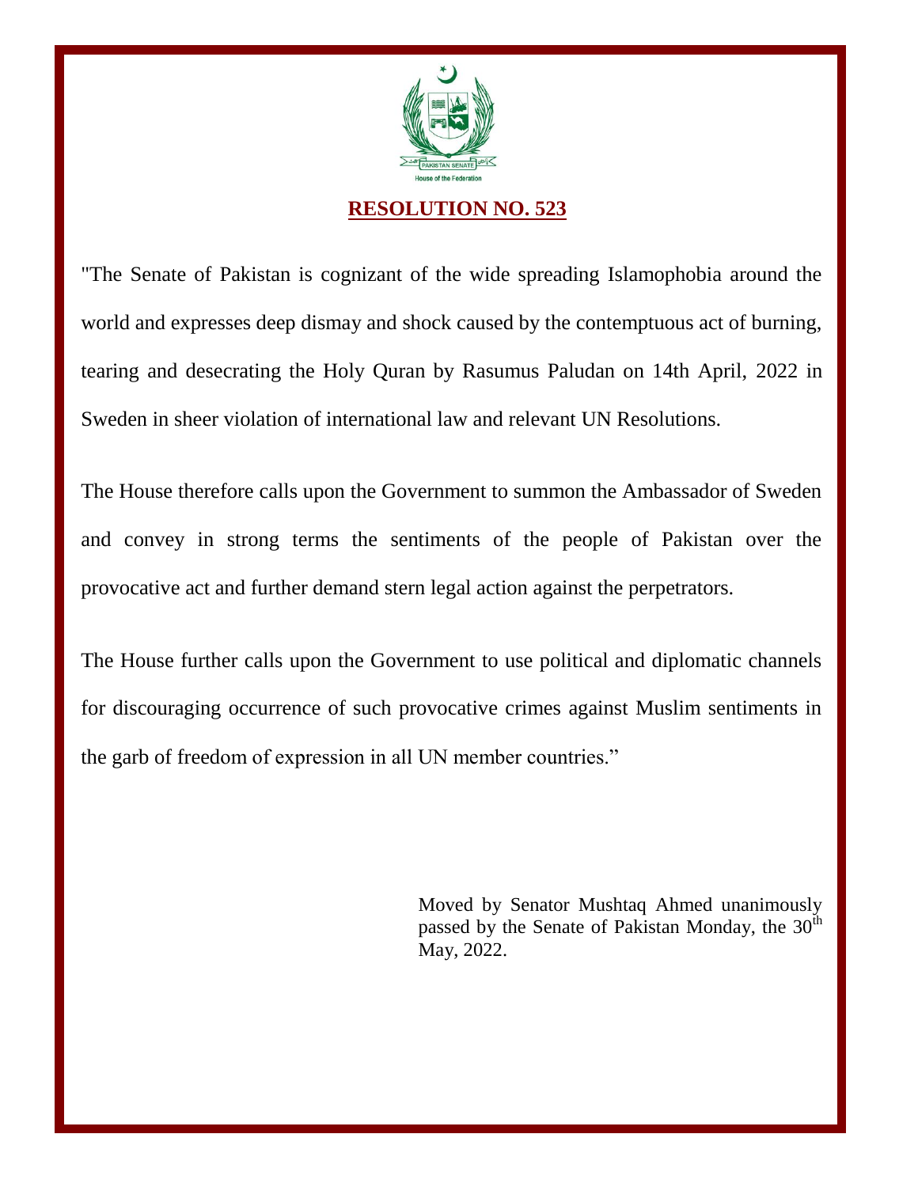PAKISTAN SENATE

House of the Federation

## RESOLUTION NO. 523

"The Senate of Pakistan is cognizant of the wide spreading Islamophobia around the world and expresses deep dismay and shock caused by the contemptuous act of burning, tearing and desecrating the Holy Quran by Rasumus Paludan on 14th April, 2022 in Sweden in sheer violation of international law and relevant UN Resolutions.

The House therefore calls upon the Government to summon the Ambassador of Sweden and convey in strong terms the sentiments of the people of Pakistan over the provocative act and further demand stern legal action against the perpetrators.

The House further calls upon the Government to use political and diplomatic channels for discouraging occurrence of such provocative crimes against Muslim sentiments in the garb of freedom of expression in all UN member countries."

Moved by Senator Mushtaq Ahmed unanimously passed by the Senate of Pakistan Monday, the 30th May, 2022.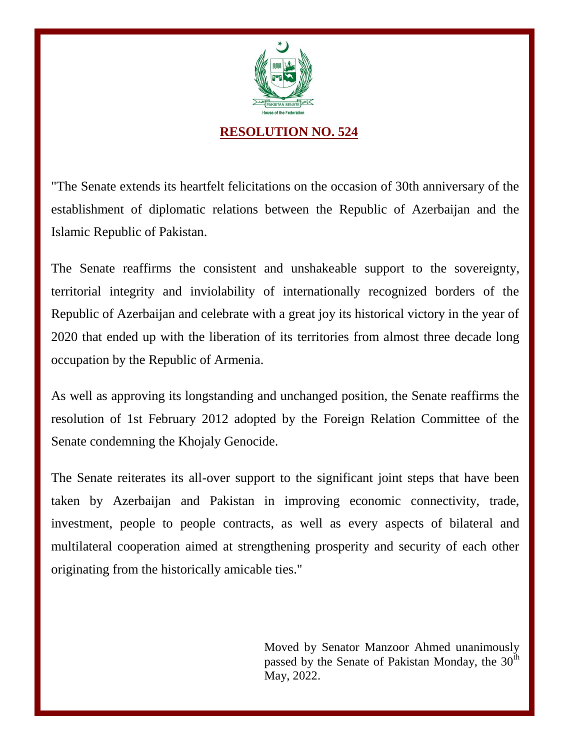PAKISTAN SENATE

House of the Federation

## RESOLUTION NO. 524

"The Senate extends its heartfelt felicitations on the occasion of 30th anniversary of the establishment of diplomatic relations between the Republic of Azerbaijan and the Islamic Republic of Pakistan.

The Senate reaffirms the consistent and unshakeable support to the sovereignty, territorial integrity and inviolability of internationally recognized borders of the Republic of Azerbaijan and celebrate with a great joy its historical victory in the year of 2020 that ended up with the liberation of its territories from almost three decade long occupation by the Republic of Armenia.

As well as approving its longstanding and unchanged position, the Senate reaffirms the resolution of 1st February 2012 adopted by the Foreign Relation Committee of the Senate condemning the Khojaly Genocide.

The Senate reiterates its all-over support to the significant joint steps that have been taken by Azerbaijan and Pakistan in improving economic connectivity, trade, investment, people to people contracts, as well as every aspects of bilateral and multilateral cooperation aimed at strengthening prosperity and security of each other originating from the historically amicable ties."

Moved by Senator Manzoor Ahmed unanimously passed by the Senate of Pakistan Monday, the 30th May, 2022.